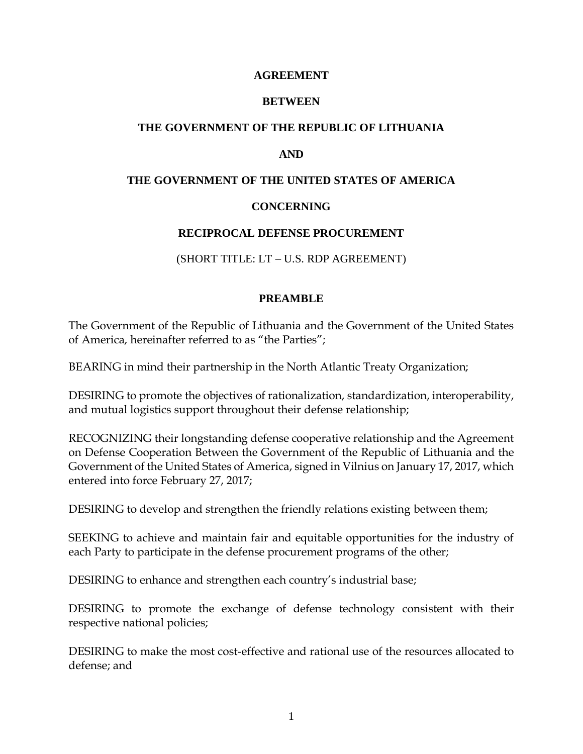**AGREEMENT**

**BETWEEN**

**THE GOVERNMENT OF THE REPUBLIC OF LITHUANIA**

**AND**

**THE GOVERNMENT OF THE UNITED STATES OF AMERICA**

**CONCERNING**

**RECIPROCAL DEFENSE PROCUREMENT**

(SHORT TITLE: LT – U.S. RDP AGREEMENT)

## PREAMBLE

The Government of the Republic of Lithuania and the Government of the United States of America, hereinafter referred to as "the Parties";

BEARING in mind their partnership in the North Atlantic Treaty Organization;

DESIRING to promote the objectives of rationalization, standardization, interoperability, and mutual logistics support throughout their defense relationship;

RECOGNIZING their longstanding defense cooperative relationship and the Agreement on Defense Cooperation Between the Government of the Republic of Lithuania and the Government of the United States of America, signed in Vilnius on January 17, 2017, which entered into force February 27, 2017;

DESIRING to develop and strengthen the friendly relations existing between them;

SEEKING to achieve and maintain fair and equitable opportunities for the industry of each Party to participate in the defense procurement programs of the other;

DESIRING to enhance and strengthen each country's industrial base;

DESIRING to promote the exchange of defense technology consistent with their respective national policies;

DESIRING to make the most cost-effective and rational use of the resources allocated to defense; and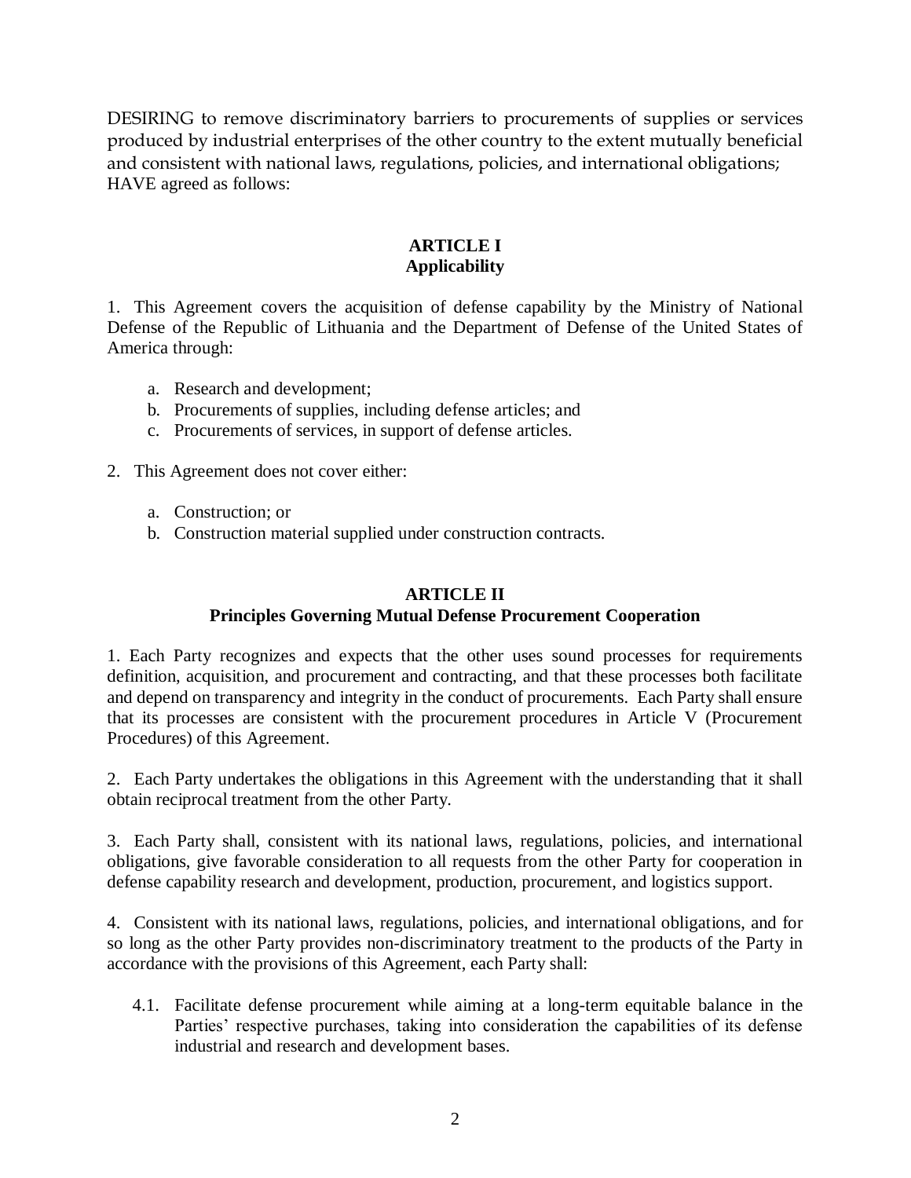DESIRING to remove discriminatory barriers to procurements of supplies or services produced by industrial enterprises of the other country to the extent mutually beneficial and consistent with national laws, regulations, policies, and international obligations;
HAVE agreed as follows:

## ARTICLE I
## Applicability

1. This Agreement covers the acquisition of defense capability by the Ministry of National Defense of the Republic of Lithuania and the Department of Defense of the United States of America through:

   a. Research and development;
   b. Procurements of supplies, including defense articles; and
   c. Procurements of services, in support of defense articles.

2. This Agreement does not cover either:

   a. Construction; or
   b. Construction material supplied under construction contracts.

## ARTICLE II
## Principles Governing Mutual Defense Procurement Cooperation

1. Each Party recognizes and expects that the other uses sound processes for requirements definition, acquisition, and procurement and contracting, and that these processes both facilitate and depend on transparency and integrity in the conduct of procurements. Each Party shall ensure that its processes are consistent with the procurement procedures in Article V (Procurement Procedures) of this Agreement.

2. Each Party undertakes the obligations in this Agreement with the understanding that it shall obtain reciprocal treatment from the other Party.

3. Each Party shall, consistent with its national laws, regulations, policies, and international obligations, give favorable consideration to all requests from the other Party for cooperation in defense capability research and development, production, procurement, and logistics support.

4. Consistent with its national laws, regulations, policies, and international obligations, and for so long as the other Party provides non-discriminatory treatment to the products of the Party in accordance with the provisions of this Agreement, each Party shall:

   4.1. Facilitate defense procurement while aiming at a long-term equitable balance in the Parties' respective purchases, taking into consideration the capabilities of its defense industrial and research and development bases.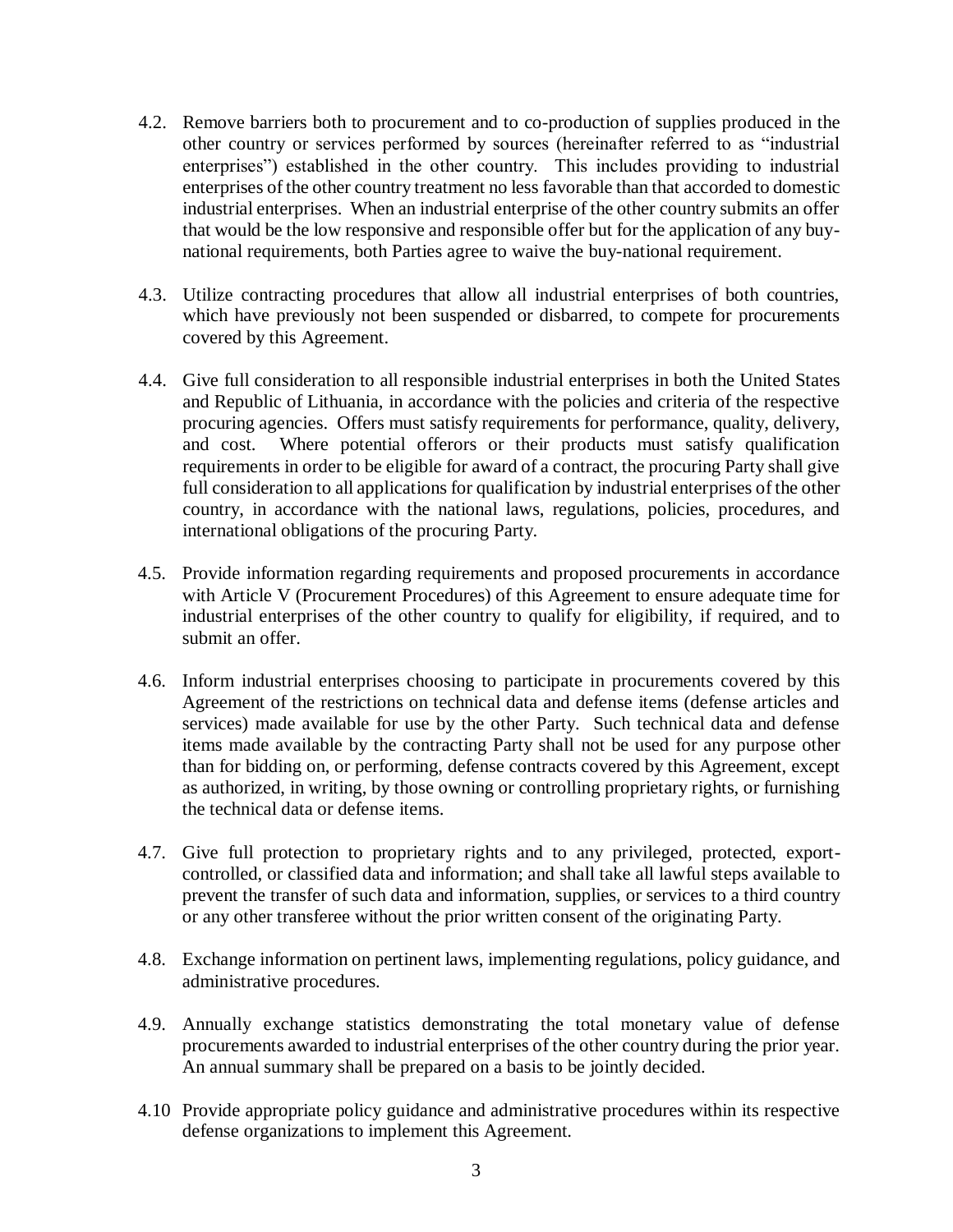4.2. Remove barriers both to procurement and to co-production of supplies produced in the other country or services performed by sources (hereinafter referred to as "industrial enterprises") established in the other country. This includes providing to industrial enterprises of the other country treatment no less favorable than that accorded to domestic industrial enterprises. When an industrial enterprise of the other country submits an offer that would be the low responsive and responsible offer but for the application of any buy-national requirements, both Parties agree to waive the buy-national requirement.

4.3. Utilize contracting procedures that allow all industrial enterprises of both countries, which have previously not been suspended or disbarred, to compete for procurements covered by this Agreement.

4.4. Give full consideration to all responsible industrial enterprises in both the United States and Republic of Lithuania, in accordance with the policies and criteria of the respective procuring agencies. Offers must satisfy requirements for performance, quality, delivery, and cost. Where potential offerors or their products must satisfy qualification requirements in order to be eligible for award of a contract, the procuring Party shall give full consideration to all applications for qualification by industrial enterprises of the other country, in accordance with the national laws, regulations, policies, procedures, and international obligations of the procuring Party.

4.5. Provide information regarding requirements and proposed procurements in accordance with Article V (Procurement Procedures) of this Agreement to ensure adequate time for industrial enterprises of the other country to qualify for eligibility, if required, and to submit an offer.

4.6. Inform industrial enterprises choosing to participate in procurements covered by this Agreement of the restrictions on technical data and defense items (defense articles and services) made available for use by the other Party. Such technical data and defense items made available by the contracting Party shall not be used for any purpose other than for bidding on, or performing, defense contracts covered by this Agreement, except as authorized, in writing, by those owning or controlling proprietary rights, or furnishing the technical data or defense items.

4.7. Give full protection to proprietary rights and to any privileged, protected, export-controlled, or classified data and information; and shall take all lawful steps available to prevent the transfer of such data and information, supplies, or services to a third country or any other transferee without the prior written consent of the originating Party.

4.8. Exchange information on pertinent laws, implementing regulations, policy guidance, and administrative procedures.

4.9. Annually exchange statistics demonstrating the total monetary value of defense procurements awarded to industrial enterprises of the other country during the prior year. An annual summary shall be prepared on a basis to be jointly decided.

4.10 Provide appropriate policy guidance and administrative procedures within its respective defense organizations to implement this Agreement.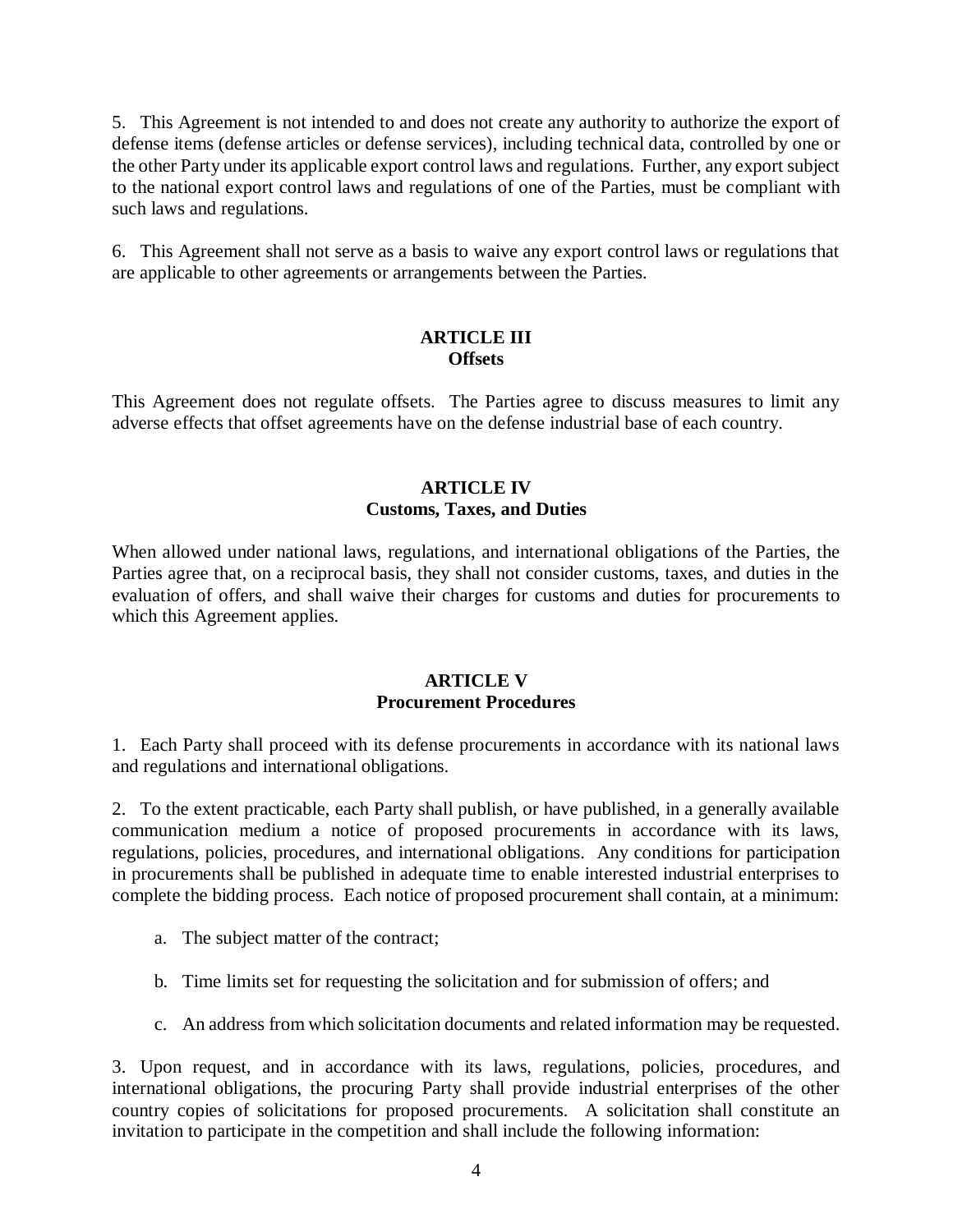5. This Agreement is not intended to and does not create any authority to authorize the export of defense items (defense articles or defense services), including technical data, controlled by one or the other Party under its applicable export control laws and regulations. Further, any export subject to the national export control laws and regulations of one of the Parties, must be compliant with such laws and regulations.

6. This Agreement shall not serve as a basis to waive any export control laws or regulations that are applicable to other agreements or arrangements between the Parties.

## ARTICLE III
## Offsets

This Agreement does not regulate offsets. The Parties agree to discuss measures to limit any adverse effects that offset agreements have on the defense industrial base of each country.

## ARTICLE IV
## Customs, Taxes, and Duties

When allowed under national laws, regulations, and international obligations of the Parties, the Parties agree that, on a reciprocal basis, they shall not consider customs, taxes, and duties in the evaluation of offers, and shall waive their charges for customs and duties for procurements to which this Agreement applies.

## ARTICLE V
## Procurement Procedures

1. Each Party shall proceed with its defense procurements in accordance with its national laws and regulations and international obligations.

2. To the extent practicable, each Party shall publish, or have published, in a generally available communication medium a notice of proposed procurements in accordance with its laws, regulations, policies, procedures, and international obligations. Any conditions for participation in procurements shall be published in adequate time to enable interested industrial enterprises to complete the bidding process. Each notice of proposed procurement shall contain, at a minimum:

   a. The subject matter of the contract;

   b. Time limits set for requesting the solicitation and for submission of offers; and

   c. An address from which solicitation documents and related information may be requested.

3. Upon request, and in accordance with its laws, regulations, policies, procedures, and international obligations, the procuring Party shall provide industrial enterprises of the other country copies of solicitations for proposed procurements. A solicitation shall constitute an invitation to participate in the competition and shall include the following information: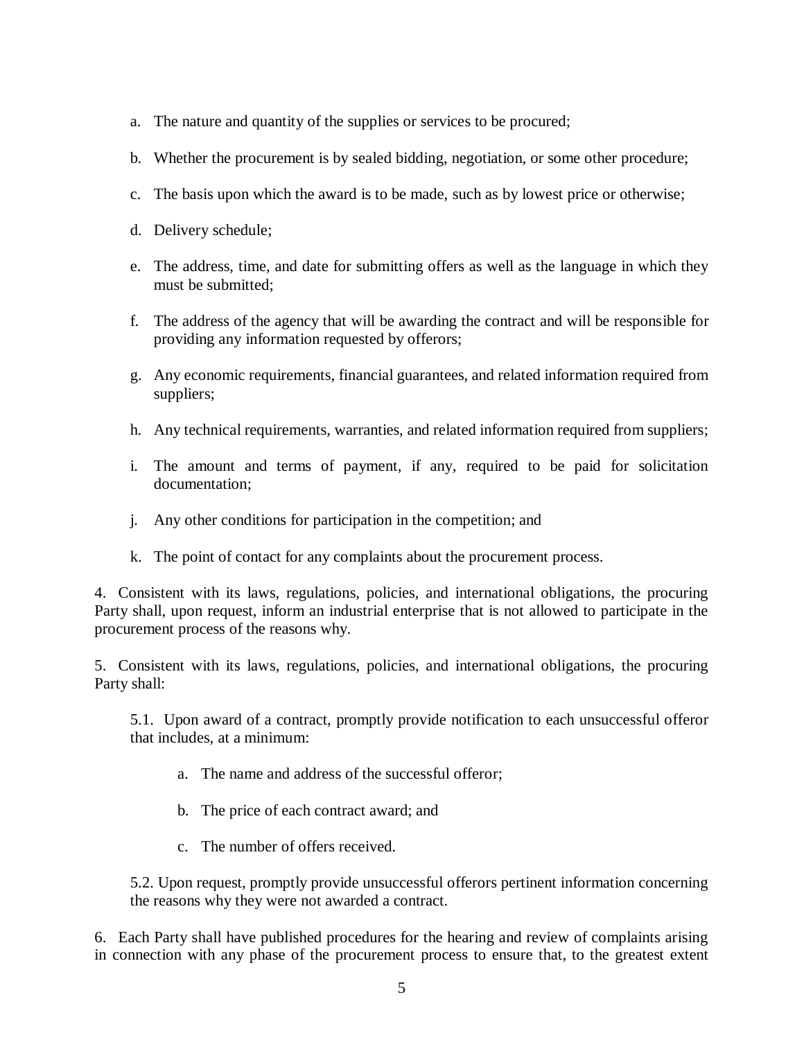a. The nature and quantity of the supplies or services to be procured;

b. Whether the procurement is by sealed bidding, negotiation, or some other procedure;

c. The basis upon which the award is to be made, such as by lowest price or otherwise;

d. Delivery schedule;

e. The address, time, and date for submitting offers as well as the language in which they must be submitted;

f. The address of the agency that will be awarding the contract and will be responsible for providing any information requested by offerors;

g. Any economic requirements, financial guarantees, and related information required from suppliers;

h. Any technical requirements, warranties, and related information required from suppliers;

i. The amount and terms of payment, if any, required to be paid for solicitation documentation;

j. Any other conditions for participation in the competition; and

k. The point of contact for any complaints about the procurement process.

4. Consistent with its laws, regulations, policies, and international obligations, the procuring Party shall, upon request, inform an industrial enterprise that is not allowed to participate in the procurement process of the reasons why.

5. Consistent with its laws, regulations, policies, and international obligations, the procuring Party shall:

5.1. Upon award of a contract, promptly provide notification to each unsuccessful offeror that includes, at a minimum:

a. The name and address of the successful offeror;

b. The price of each contract award; and

c. The number of offers received.

5.2. Upon request, promptly provide unsuccessful offerors pertinent information concerning the reasons why they were not awarded a contract.

6. Each Party shall have published procedures for the hearing and review of complaints arising in connection with any phase of the procurement process to ensure that, to the greatest extent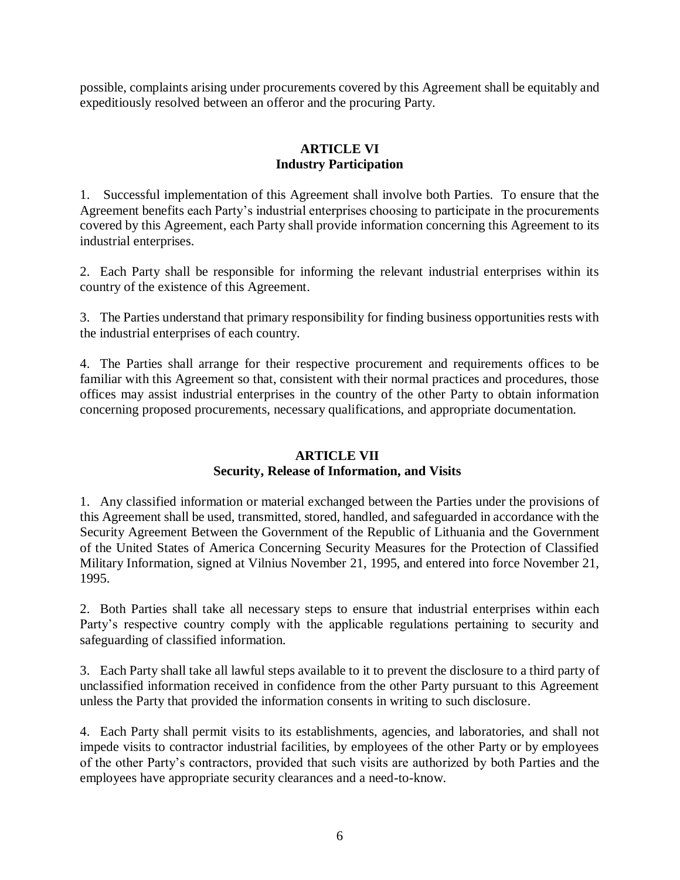possible, complaints arising under procurements covered by this Agreement shall be equitably and expeditiously resolved between an offeror and the procuring Party.

## ARTICLE VI
## Industry Participation

1. Successful implementation of this Agreement shall involve both Parties. To ensure that the Agreement benefits each Party's industrial enterprises choosing to participate in the procurements covered by this Agreement, each Party shall provide information concerning this Agreement to its industrial enterprises.

2. Each Party shall be responsible for informing the relevant industrial enterprises within its country of the existence of this Agreement.

3. The Parties understand that primary responsibility for finding business opportunities rests with the industrial enterprises of each country.

4. The Parties shall arrange for their respective procurement and requirements offices to be familiar with this Agreement so that, consistent with their normal practices and procedures, those offices may assist industrial enterprises in the country of the other Party to obtain information concerning proposed procurements, necessary qualifications, and appropriate documentation.

## ARTICLE VII
## Security, Release of Information, and Visits

1. Any classified information or material exchanged between the Parties under the provisions of this Agreement shall be used, transmitted, stored, handled, and safeguarded in accordance with the Security Agreement Between the Government of the Republic of Lithuania and the Government of the United States of America Concerning Security Measures for the Protection of Classified Military Information, signed at Vilnius November 21, 1995, and entered into force November 21, 1995.

2. Both Parties shall take all necessary steps to ensure that industrial enterprises within each Party's respective country comply with the applicable regulations pertaining to security and safeguarding of classified information.

3. Each Party shall take all lawful steps available to it to prevent the disclosure to a third party of unclassified information received in confidence from the other Party pursuant to this Agreement unless the Party that provided the information consents in writing to such disclosure.

4. Each Party shall permit visits to its establishments, agencies, and laboratories, and shall not impede visits to contractor industrial facilities, by employees of the other Party or by employees of the other Party's contractors, provided that such visits are authorized by both Parties and the employees have appropriate security clearances and a need-to-know.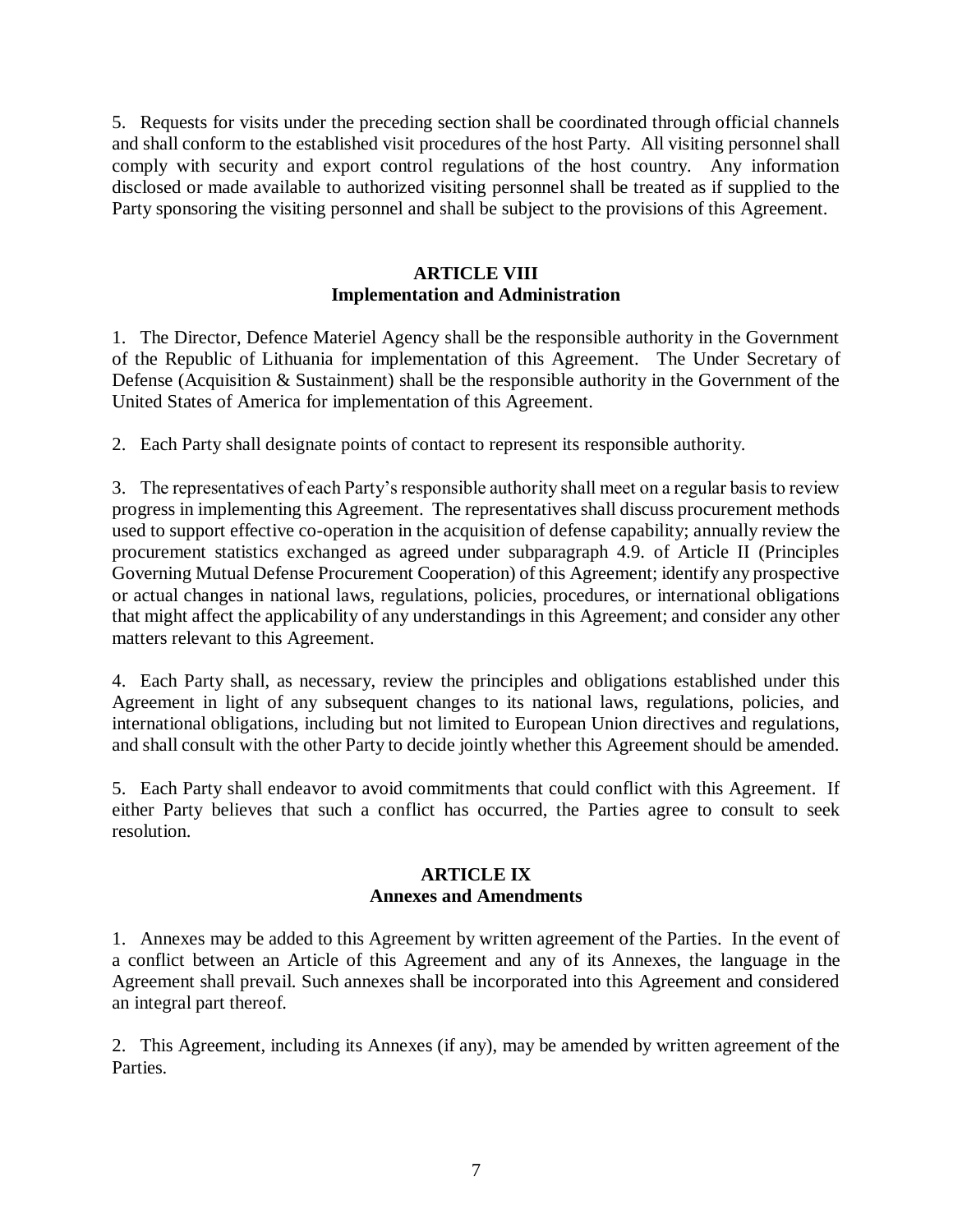5. Requests for visits under the preceding section shall be coordinated through official channels and shall conform to the established visit procedures of the host Party. All visiting personnel shall comply with security and export control regulations of the host country. Any information disclosed or made available to authorized visiting personnel shall be treated as if supplied to the Party sponsoring the visiting personnel and shall be subject to the provisions of this Agreement.

## ARTICLE VIII
## Implementation and Administration

1. The Director, Defence Materiel Agency shall be the responsible authority in the Government of the Republic of Lithuania for implementation of this Agreement. The Under Secretary of Defense (Acquisition & Sustainment) shall be the responsible authority in the Government of the United States of America for implementation of this Agreement.

2. Each Party shall designate points of contact to represent its responsible authority.

3. The representatives of each Party's responsible authority shall meet on a regular basis to review progress in implementing this Agreement. The representatives shall discuss procurement methods used to support effective co-operation in the acquisition of defense capability; annually review the procurement statistics exchanged as agreed under subparagraph 4.9. of Article II (Principles Governing Mutual Defense Procurement Cooperation) of this Agreement; identify any prospective or actual changes in national laws, regulations, policies, procedures, or international obligations that might affect the applicability of any understandings in this Agreement; and consider any other matters relevant to this Agreement.

4. Each Party shall, as necessary, review the principles and obligations established under this Agreement in light of any subsequent changes to its national laws, regulations, policies, and international obligations, including but not limited to European Union directives and regulations, and shall consult with the other Party to decide jointly whether this Agreement should be amended.

5. Each Party shall endeavor to avoid commitments that could conflict with this Agreement. If either Party believes that such a conflict has occurred, the Parties agree to consult to seek resolution.

## ARTICLE IX
## Annexes and Amendments

1. Annexes may be added to this Agreement by written agreement of the Parties. In the event of a conflict between an Article of this Agreement and any of its Annexes, the language in the Agreement shall prevail. Such annexes shall be incorporated into this Agreement and considered an integral part thereof.

2. This Agreement, including its Annexes (if any), may be amended by written agreement of the Parties.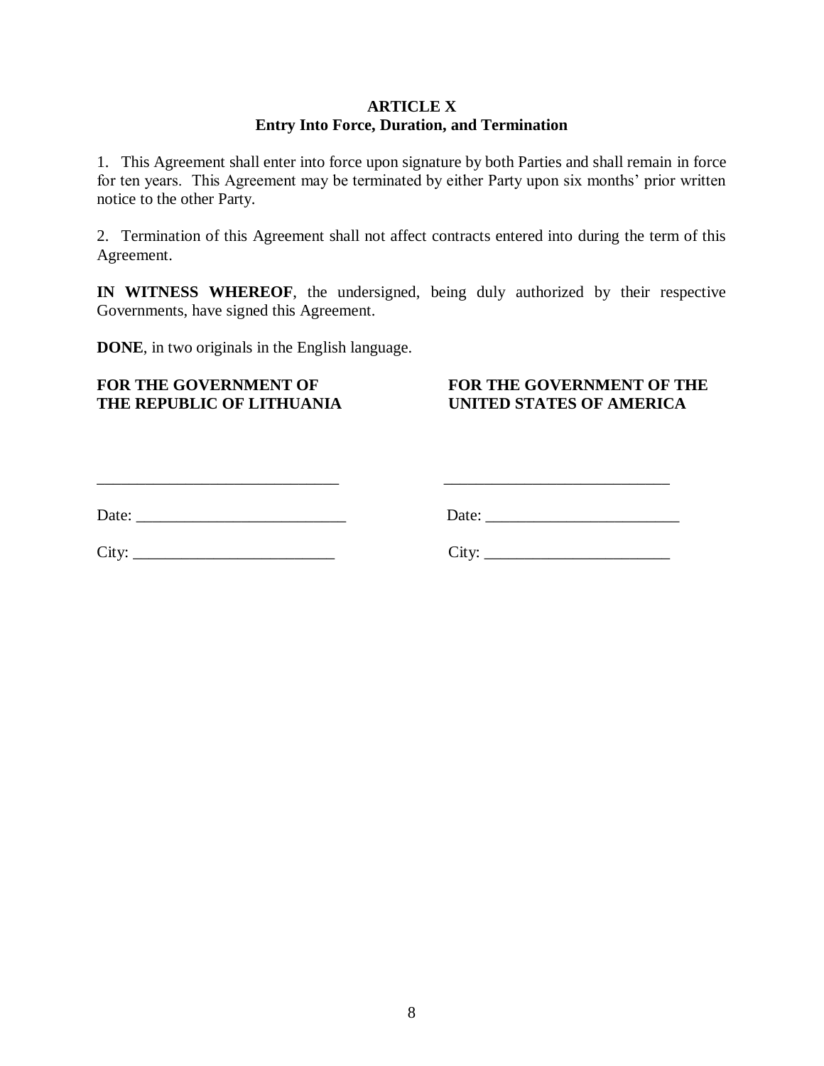## ARTICLE X
## Entry Into Force, Duration, and Termination

1. This Agreement shall enter into force upon signature by both Parties and shall remain in force for ten years. This Agreement may be terminated by either Party upon six months' prior written notice to the other Party.

2. Termination of this Agreement shall not affect contracts entered into during the term of this Agreement.

**IN WITNESS WHEREOF**, the undersigned, being duly authorized by their respective Governments, have signed this Agreement.

**DONE**, in two originals in the English language.

**FOR THE GOVERNMENT OF THE REPUBLIC OF LITHUANIA**

______________________________

Date: __________________________

City: _________________________

**FOR THE GOVERNMENT OF THE UNITED STATES OF AMERICA**

____________________________

Date: ________________________

City: _______________________